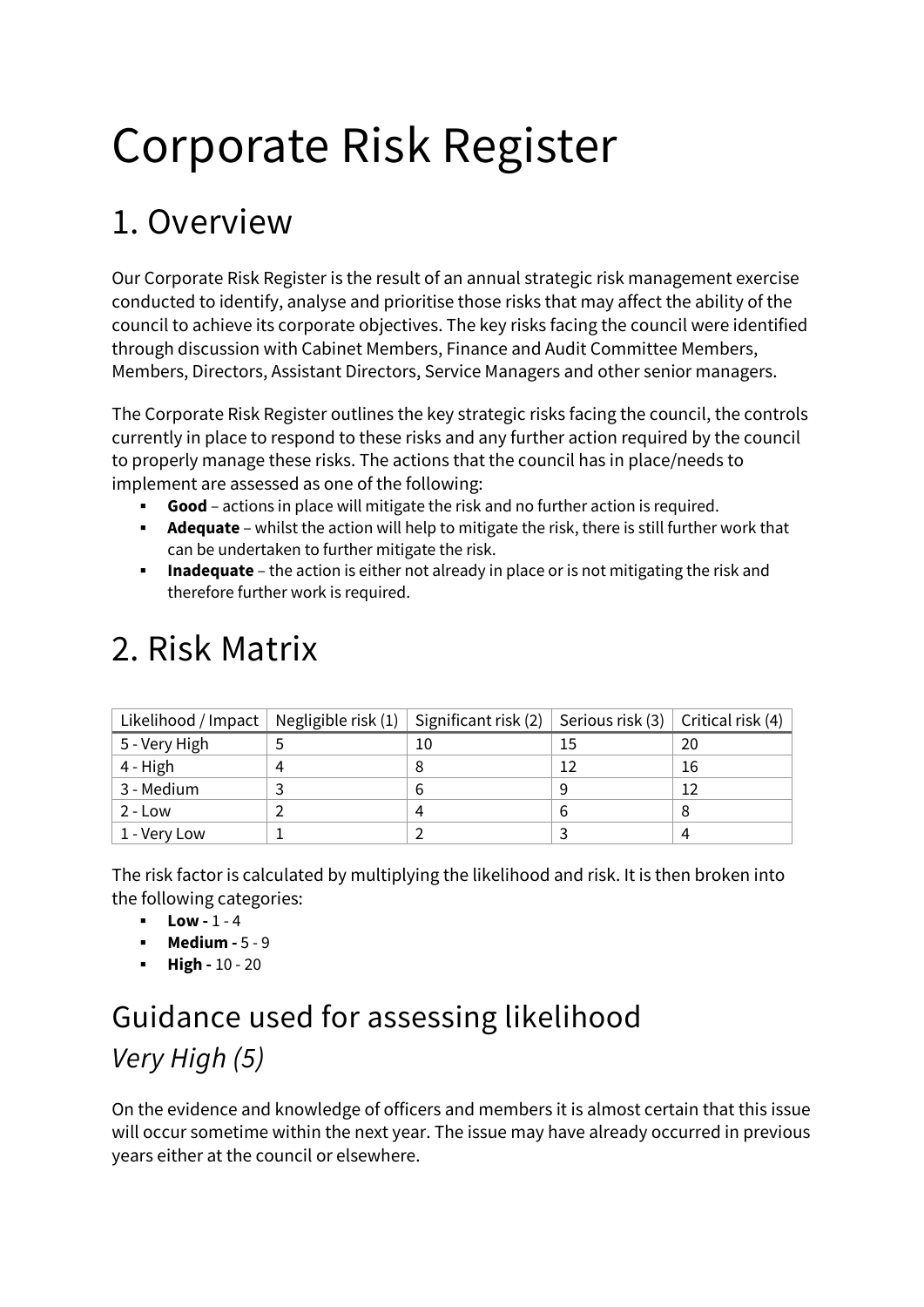# Corporate Risk Register

## 1. Overview

Our Corporate Risk Register is the result of an annual strategic risk management exercise conducted to identify, analyse and prioritise those risks that may affect the ability of the council to achieve its corporate objectives. The key risks facing the council were identified through discussion with Cabinet Members, Finance and Audit Committee Members, Members, Directors, Assistant Directors, Service Managers and other senior managers.

The Corporate Risk Register outlines the key strategic risks facing the council, the controls currently in place to respond to these risks and any further action required by the council to properly manage these risks. The actions that the council has in place/needs to implement are assessed as one of the following:

- **Good** – actions in place will mitigate the risk and no further action is required.
- **Adequate** – whilst the action will help to mitigate the risk, there is still further work that can be undertaken to further mitigate the risk.
- **Inadequate** – the action is either not already in place or is not mitigating the risk and therefore further work is required.

## 2. Risk Matrix

| Likelihood / Impact | Negligible risk (1) | Significant risk (2) | Serious risk (3) | Critical risk (4) |
|---|---|---|---|---|
| 5 - Very High | 5 | 10 | 15 | 20 |
| 4 - High | 4 | 8 | 12 | 16 |
| 3 - Medium | 3 | 6 | 9 | 12 |
| 2 - Low | 2 | 4 | 6 | 8 |
| 1 - Very Low | 1 | 2 | 3 | 4 |

The risk factor is calculated by multiplying the likelihood and risk. It is then broken into the following categories:

- **Low -** 1 - 4
- **Medium -** 5 - 9
- **High -** 10 - 20

## Guidance used for assessing likelihood

### *Very High (5)*

On the evidence and knowledge of officers and members it is almost certain that this issue will occur sometime within the next year. The issue may have already occurred in previous years either at the council or elsewhere.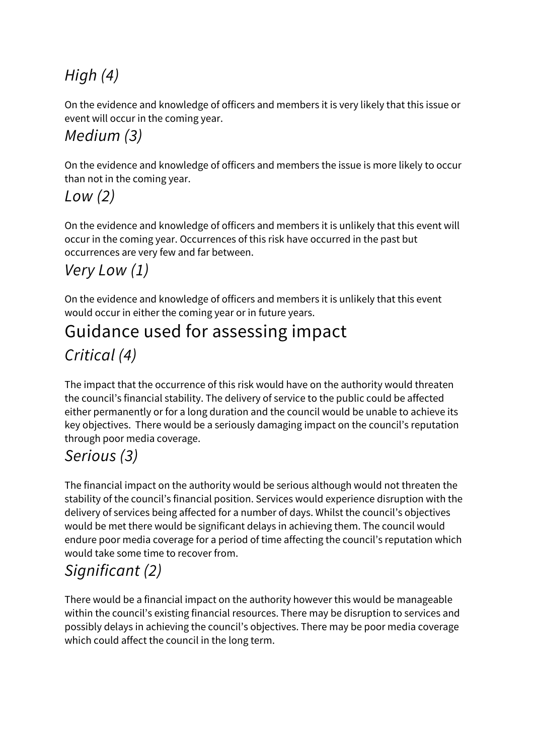### *High (4)*

On the evidence and knowledge of officers and members it is very likely that this issue or event will occur in the coming year.

### *Medium (3)*

On the evidence and knowledge of officers and members the issue is more likely to occur than not in the coming year.

### *Low (2)*

On the evidence and knowledge of officers and members it is unlikely that this event will occur in the coming year. Occurrences of this risk have occurred in the past but occurrences are very few and far between.

### *Very Low (1)*

On the evidence and knowledge of officers and members it is unlikely that this event would occur in either the coming year or in future years.

## Guidance used for assessing impact

### *Critical (4)*

The impact that the occurrence of this risk would have on the authority would threaten the council's financial stability. The delivery of service to the public could be affected either permanently or for a long duration and the council would be unable to achieve its key objectives. There would be a seriously damaging impact on the council's reputation through poor media coverage.

### *Serious (3)*

The financial impact on the authority would be serious although would not threaten the stability of the council's financial position. Services would experience disruption with the delivery of services being affected for a number of days. Whilst the council's objectives would be met there would be significant delays in achieving them. The council would endure poor media coverage for a period of time affecting the council's reputation which would take some time to recover from.

### *Significant (2)*

There would be a financial impact on the authority however this would be manageable within the council's existing financial resources. There may be disruption to services and possibly delays in achieving the council's objectives. There may be poor media coverage which could affect the council in the long term.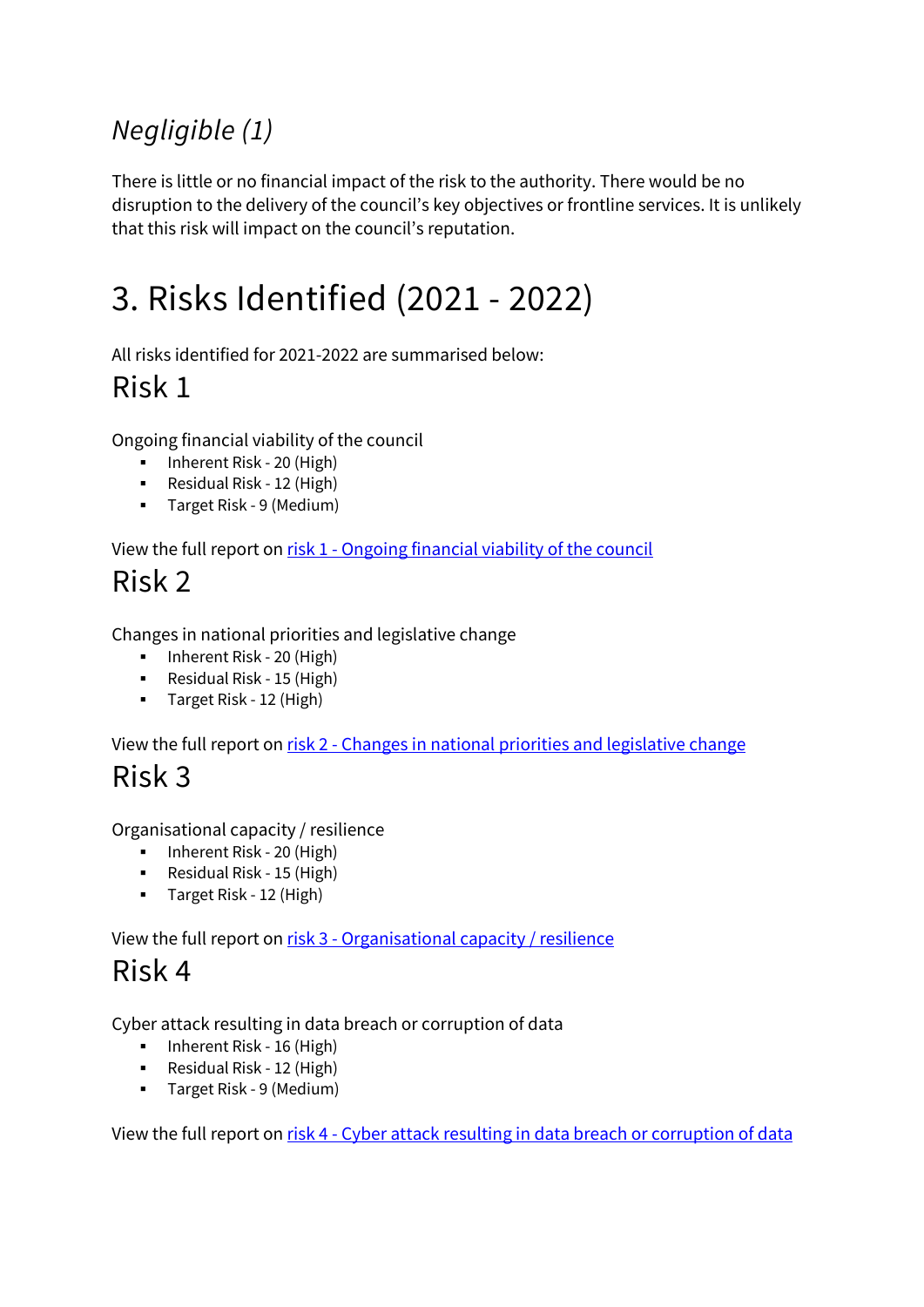### *Negligible (1)*

There is little or no financial impact of the risk to the authority. There would be no disruption to the delivery of the council's key objectives or frontline services. It is unlikely that this risk will impact on the council's reputation.

# 3. Risks Identified (2021 - 2022)

All risks identified for 2021-2022 are summarised below:

## Risk 1

Ongoing financial viability of the council

- Inherent Risk - 20 (High)
- Residual Risk - 12 (High)
- Target Risk - 9 (Medium)

View the full report on risk 1 - Ongoing financial viability of the council

## Risk 2

Changes in national priorities and legislative change

- Inherent Risk - 20 (High)
- Residual Risk - 15 (High)
- Target Risk - 12 (High)

View the full report on risk 2 - Changes in national priorities and legislative change

## Risk 3

Organisational capacity / resilience

- Inherent Risk - 20 (High)
- Residual Risk - 15 (High)
- Target Risk - 12 (High)

View the full report on risk 3 - Organisational capacity / resilience

## Risk 4

Cyber attack resulting in data breach or corruption of data

- Inherent Risk - 16 (High)
- Residual Risk - 12 (High)
- Target Risk - 9 (Medium)

View the full report on risk 4 - Cyber attack resulting in data breach or corruption of data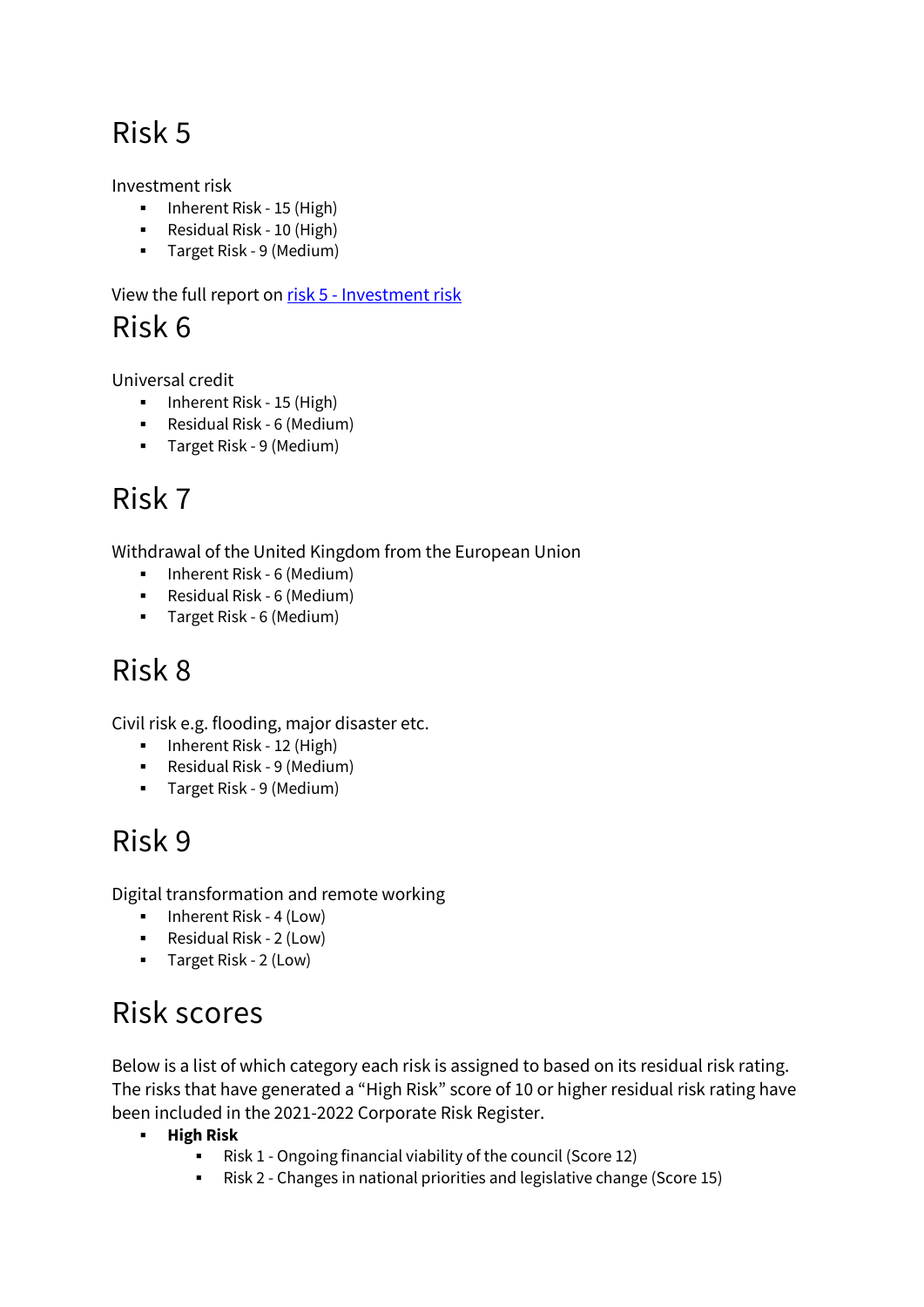# Risk 5

Investment risk

- Inherent Risk - 15 (High)
- Residual Risk - 10 (High)
- Target Risk - 9 (Medium)

View the full report on [risk 5 - Investment risk]()

# Risk 6

Universal credit

- Inherent Risk - 15 (High)
- Residual Risk - 6 (Medium)
- Target Risk - 9 (Medium)

# Risk 7

Withdrawal of the United Kingdom from the European Union

- Inherent Risk - 6 (Medium)
- Residual Risk - 6 (Medium)
- Target Risk - 6 (Medium)

# Risk 8

Civil risk e.g. flooding, major disaster etc.

- Inherent Risk - 12 (High)
- Residual Risk - 9 (Medium)
- Target Risk - 9 (Medium)

# Risk 9

Digital transformation and remote working

- Inherent Risk - 4 (Low)
- Residual Risk - 2 (Low)
- Target Risk - 2 (Low)

# Risk scores

Below is a list of which category each risk is assigned to based on its residual risk rating. The risks that have generated a "High Risk" score of 10 or higher residual risk rating have been included in the 2021-2022 Corporate Risk Register.

- **High Risk**
  - Risk 1 - Ongoing financial viability of the council (Score 12)
  - Risk 2 - Changes in national priorities and legislative change (Score 15)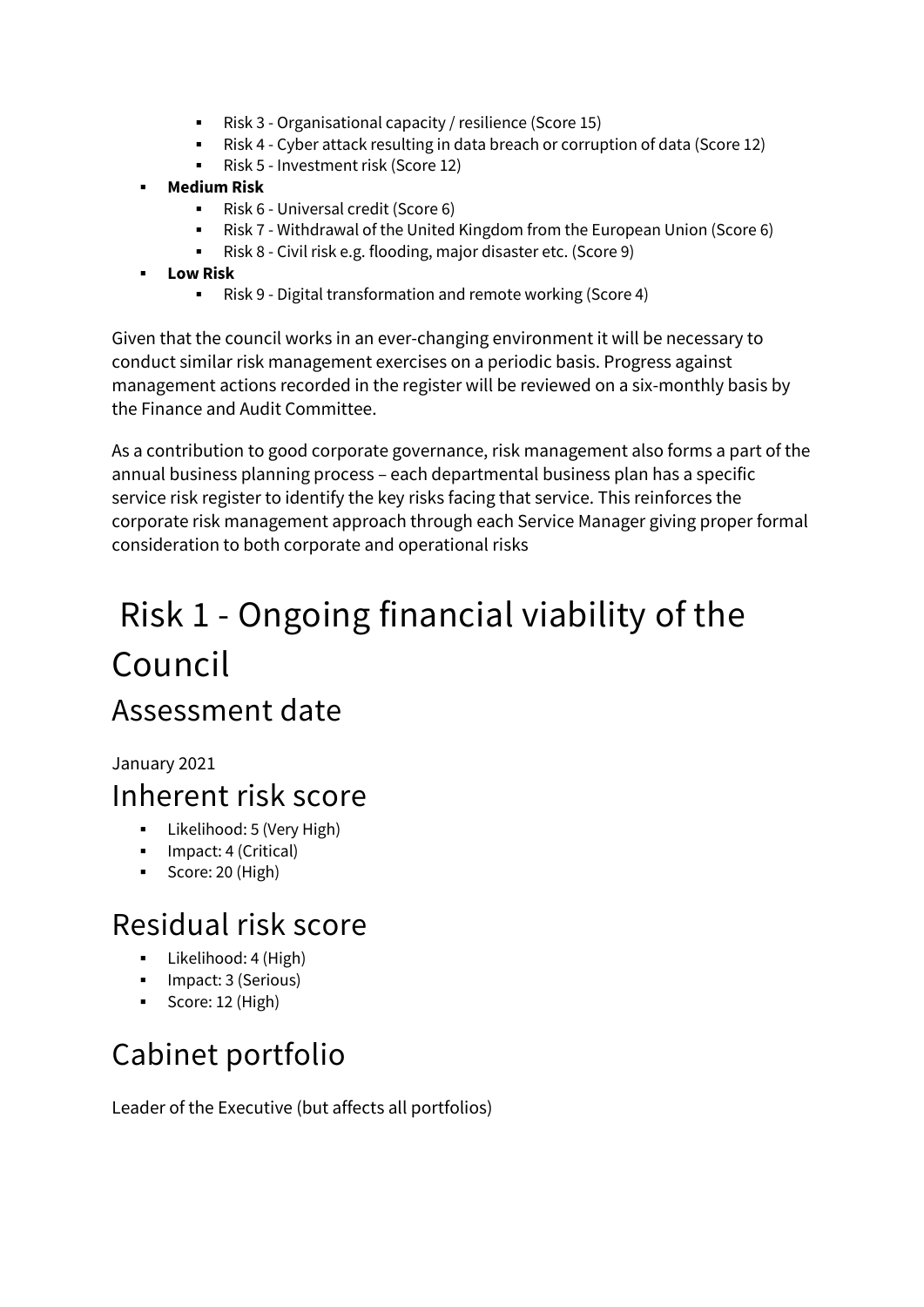- Risk 3 - Organisational capacity / resilience (Score 15)
    - Risk 4 - Cyber attack resulting in data breach or corruption of data (Score 12)
    - Risk 5 - Investment risk (Score 12)
- **Medium Risk**
    - Risk 6 - Universal credit (Score 6)
    - Risk 7 - Withdrawal of the United Kingdom from the European Union (Score 6)
    - Risk 8 - Civil risk e.g. flooding, major disaster etc. (Score 9)
- **Low Risk**
    - Risk 9 - Digital transformation and remote working (Score 4)

Given that the council works in an ever-changing environment it will be necessary to conduct similar risk management exercises on a periodic basis. Progress against management actions recorded in the register will be reviewed on a six-monthly basis by the Finance and Audit Committee.

As a contribution to good corporate governance, risk management also forms a part of the annual business planning process – each departmental business plan has a specific service risk register to identify the key risks facing that service. This reinforces the corporate risk management approach through each Service Manager giving proper formal consideration to both corporate and operational risks

# Risk 1 - Ongoing financial viability of the Council

## Assessment date

January 2021

## Inherent risk score

- Likelihood: 5 (Very High)
- Impact: 4 (Critical)
- Score: 20 (High)

## Residual risk score

- Likelihood: 4 (High)
- Impact: 3 (Serious)
- Score: 12 (High)

## Cabinet portfolio

Leader of the Executive (but affects all portfolios)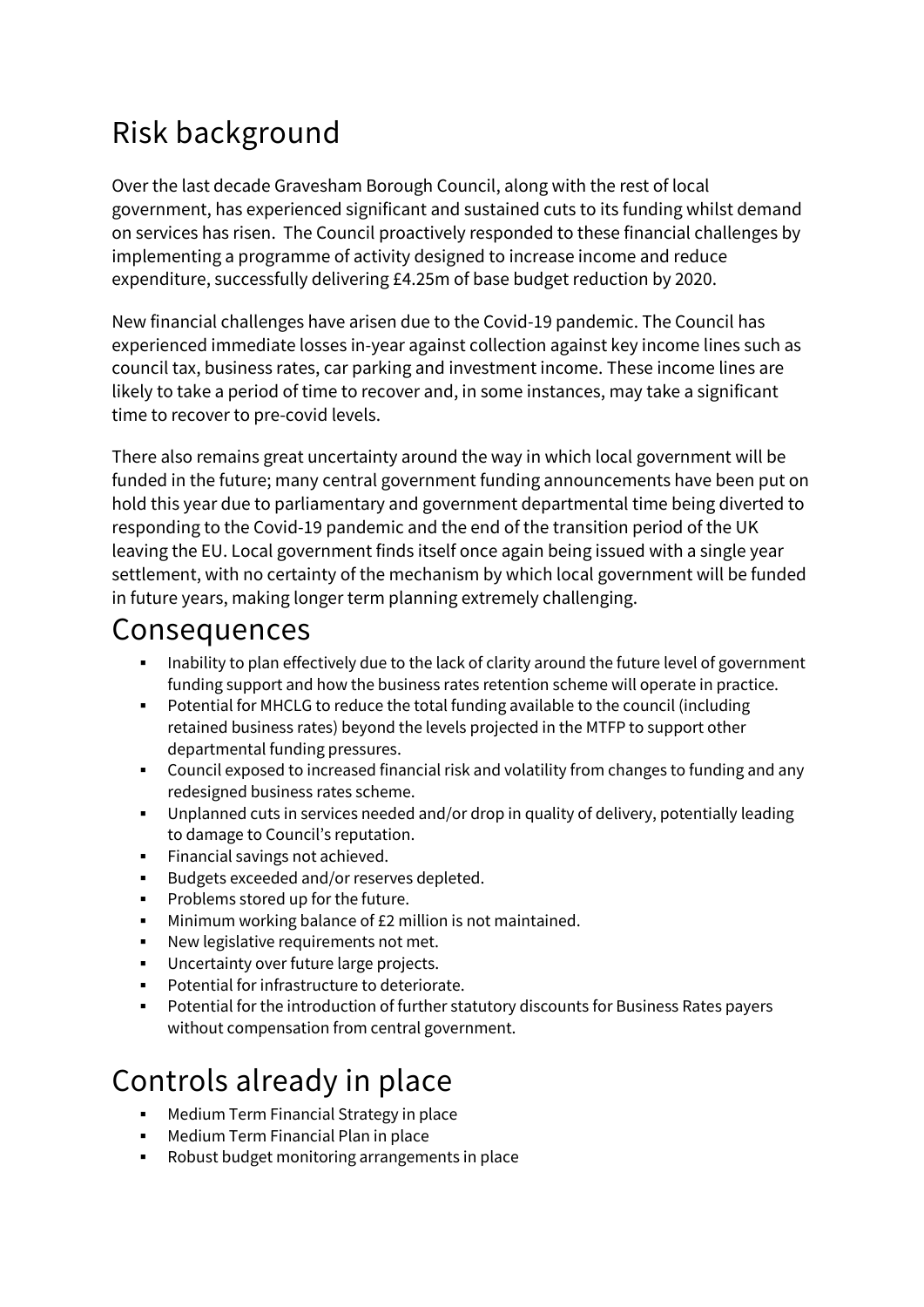# Risk background

Over the last decade Gravesham Borough Council, along with the rest of local government, has experienced significant and sustained cuts to its funding whilst demand on services has risen. The Council proactively responded to these financial challenges by implementing a programme of activity designed to increase income and reduce expenditure, successfully delivering £4.25m of base budget reduction by 2020.

New financial challenges have arisen due to the Covid-19 pandemic. The Council has experienced immediate losses in-year against collection against key income lines such as council tax, business rates, car parking and investment income. These income lines are likely to take a period of time to recover and, in some instances, may take a significant time to recover to pre-covid levels.

There also remains great uncertainty around the way in which local government will be funded in the future; many central government funding announcements have been put on hold this year due to parliamentary and government departmental time being diverted to responding to the Covid-19 pandemic and the end of the transition period of the UK leaving the EU. Local government finds itself once again being issued with a single year settlement, with no certainty of the mechanism by which local government will be funded in future years, making longer term planning extremely challenging.

# Consequences

- Inability to plan effectively due to the lack of clarity around the future level of government funding support and how the business rates retention scheme will operate in practice.
- Potential for MHCLG to reduce the total funding available to the council (including retained business rates) beyond the levels projected in the MTFP to support other departmental funding pressures.
- Council exposed to increased financial risk and volatility from changes to funding and any redesigned business rates scheme.
- Unplanned cuts in services needed and/or drop in quality of delivery, potentially leading to damage to Council's reputation.
- Financial savings not achieved.
- Budgets exceeded and/or reserves depleted.
- Problems stored up for the future.
- Minimum working balance of £2 million is not maintained.
- New legislative requirements not met.
- Uncertainty over future large projects.
- Potential for infrastructure to deteriorate.
- Potential for the introduction of further statutory discounts for Business Rates payers without compensation from central government.

# Controls already in place

- Medium Term Financial Strategy in place
- Medium Term Financial Plan in place
- Robust budget monitoring arrangements in place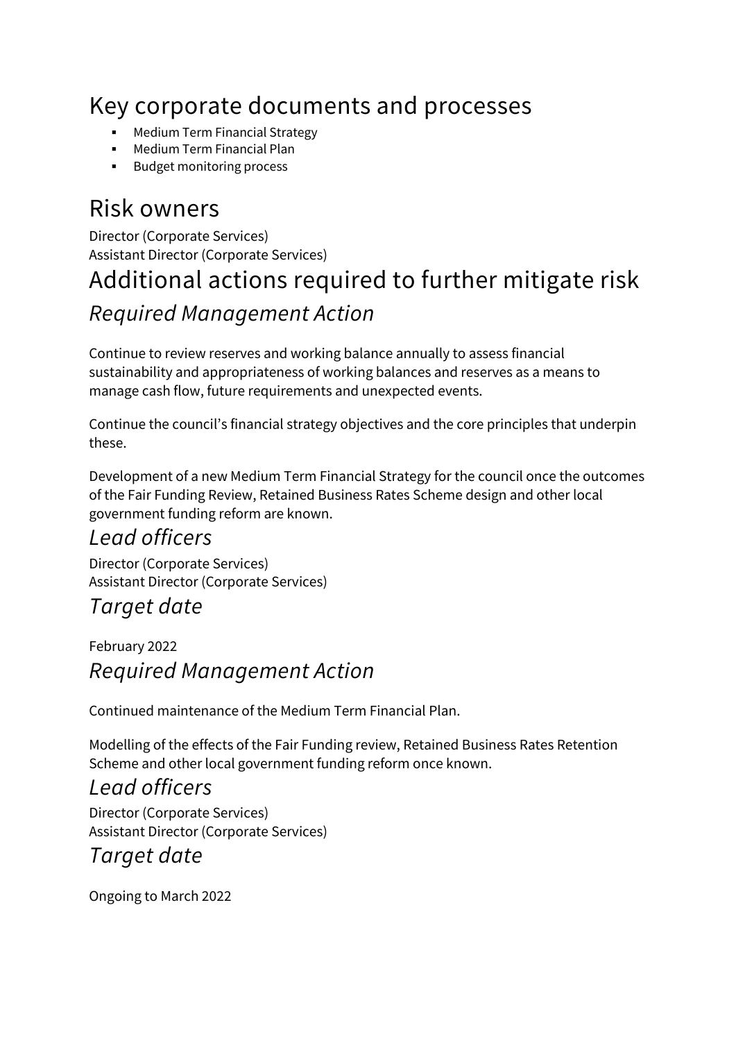## Key corporate documents and processes

- Medium Term Financial Strategy
- Medium Term Financial Plan
- Budget monitoring process

## Risk owners

Director (Corporate Services)
Assistant Director (Corporate Services)

## Additional actions required to further mitigate risk

### *Required Management Action*

Continue to review reserves and working balance annually to assess financial sustainability and appropriateness of working balances and reserves as a means to manage cash flow, future requirements and unexpected events.

Continue the council's financial strategy objectives and the core principles that underpin these.

Development of a new Medium Term Financial Strategy for the council once the outcomes of the Fair Funding Review, Retained Business Rates Scheme design and other local government funding reform are known.

### *Lead officers*

Director (Corporate Services)
Assistant Director (Corporate Services)

### *Target date*

February 2022

### *Required Management Action*

Continued maintenance of the Medium Term Financial Plan.

Modelling of the effects of the Fair Funding review, Retained Business Rates Retention Scheme and other local government funding reform once known.

### *Lead officers*

Director (Corporate Services)
Assistant Director (Corporate Services)

### *Target date*

Ongoing to March 2022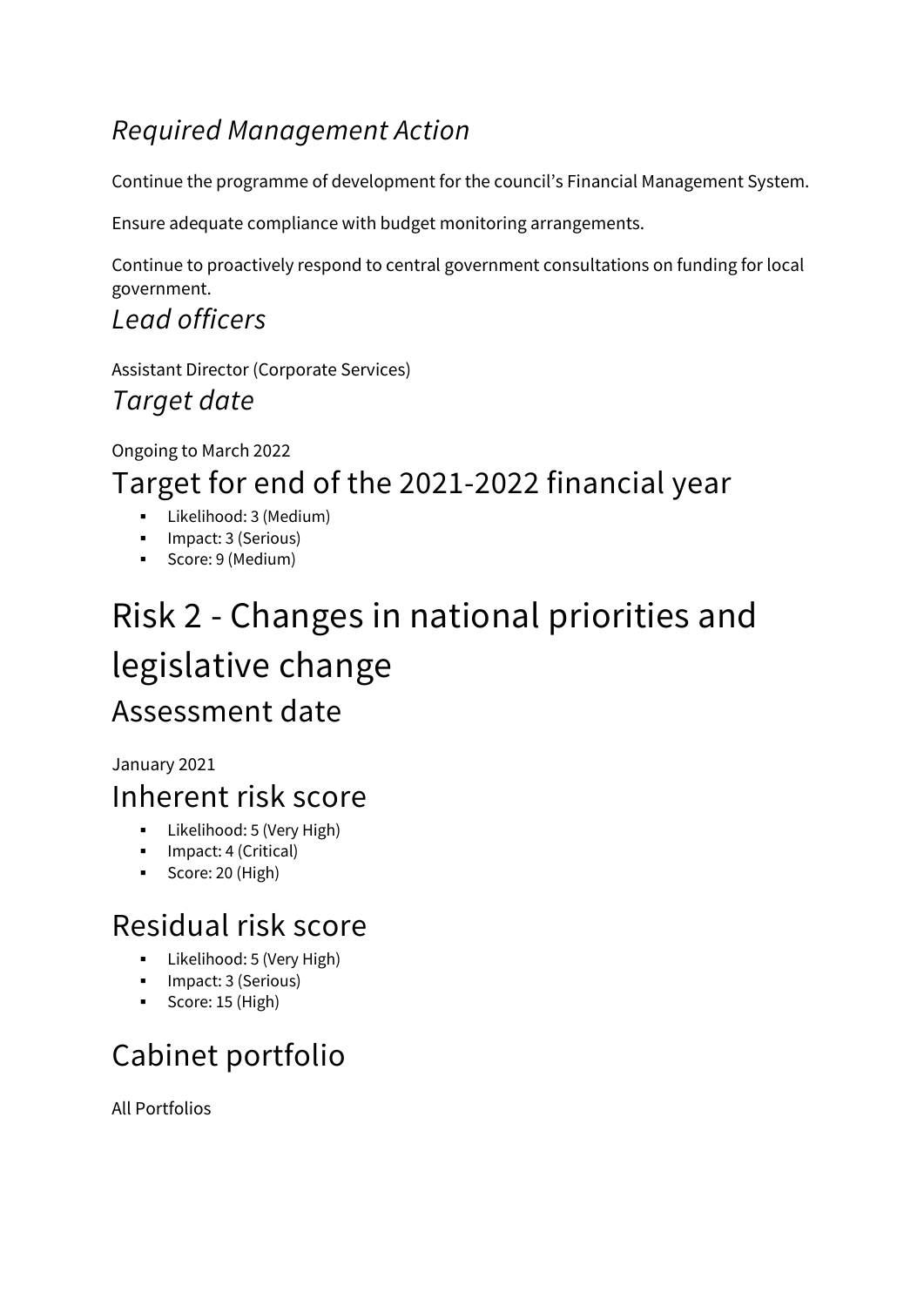### *Required Management Action*

Continue the programme of development for the council's Financial Management System.

Ensure adequate compliance with budget monitoring arrangements.

Continue to proactively respond to central government consultations on funding for local government.

### *Lead officers*

Assistant Director (Corporate Services)

### *Target date*

Ongoing to March 2022

## Target for end of the 2021-2022 financial year

- Likelihood: 3 (Medium)
- Impact: 3 (Serious)
- Score: 9 (Medium)

# Risk 2 - Changes in national priorities and legislative change

## Assessment date

January 2021

## Inherent risk score

- Likelihood: 5 (Very High)
- Impact: 4 (Critical)
- Score: 20 (High)

## Residual risk score

- Likelihood: 5 (Very High)
- Impact: 3 (Serious)
- Score: 15 (High)

## Cabinet portfolio

All Portfolios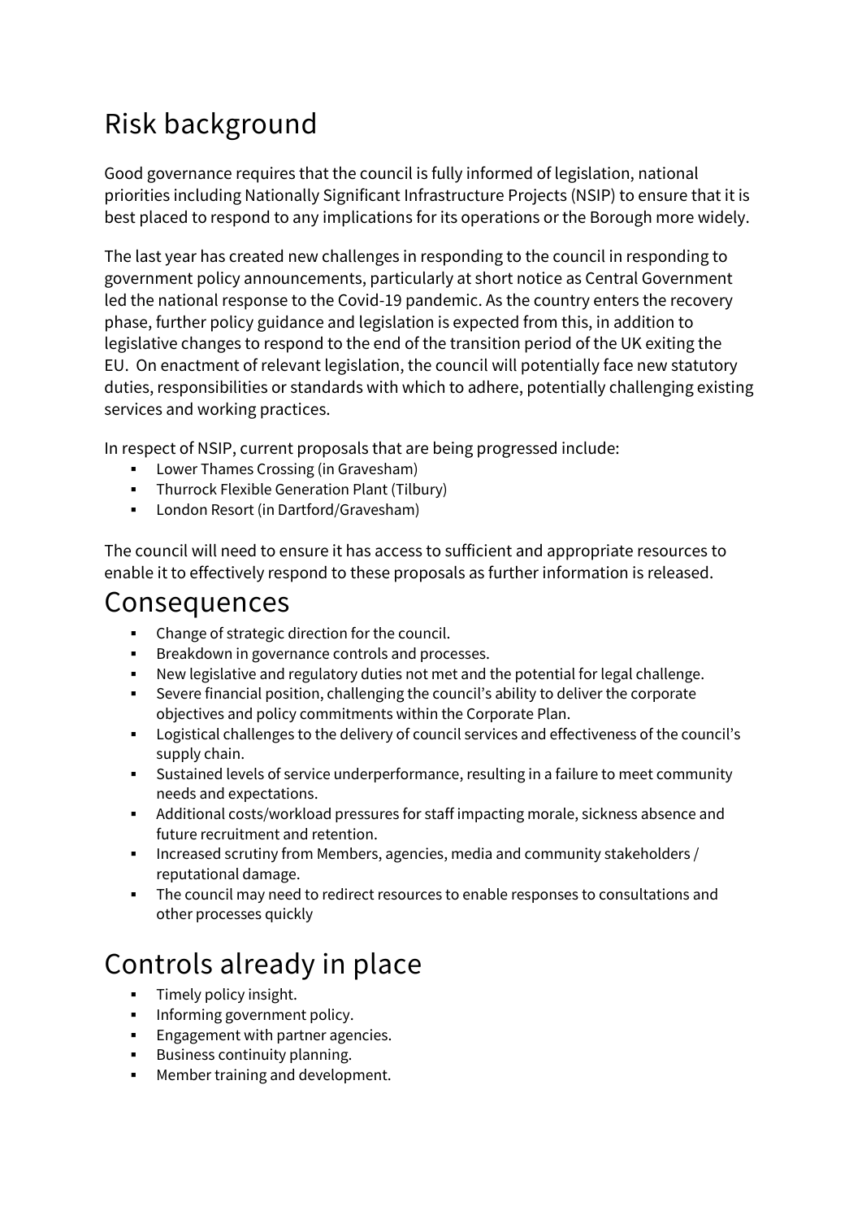## Risk background

Good governance requires that the council is fully informed of legislation, national priorities including Nationally Significant Infrastructure Projects (NSIP) to ensure that it is best placed to respond to any implications for its operations or the Borough more widely.

The last year has created new challenges in responding to the council in responding to government policy announcements, particularly at short notice as Central Government led the national response to the Covid-19 pandemic. As the country enters the recovery phase, further policy guidance and legislation is expected from this, in addition to legislative changes to respond to the end of the transition period of the UK exiting the EU. On enactment of relevant legislation, the council will potentially face new statutory duties, responsibilities or standards with which to adhere, potentially challenging existing services and working practices.

In respect of NSIP, current proposals that are being progressed include:

- Lower Thames Crossing (in Gravesham)
- Thurrock Flexible Generation Plant (Tilbury)
- London Resort (in Dartford/Gravesham)

The council will need to ensure it has access to sufficient and appropriate resources to enable it to effectively respond to these proposals as further information is released.

## Consequences

- Change of strategic direction for the council.
- Breakdown in governance controls and processes.
- New legislative and regulatory duties not met and the potential for legal challenge.
- Severe financial position, challenging the council's ability to deliver the corporate objectives and policy commitments within the Corporate Plan.
- Logistical challenges to the delivery of council services and effectiveness of the council's supply chain.
- Sustained levels of service underperformance, resulting in a failure to meet community needs and expectations.
- Additional costs/workload pressures for staff impacting morale, sickness absence and future recruitment and retention.
- Increased scrutiny from Members, agencies, media and community stakeholders / reputational damage.
- The council may need to redirect resources to enable responses to consultations and other processes quickly

## Controls already in place

- Timely policy insight.
- Informing government policy.
- Engagement with partner agencies.
- Business continuity planning.
- Member training and development.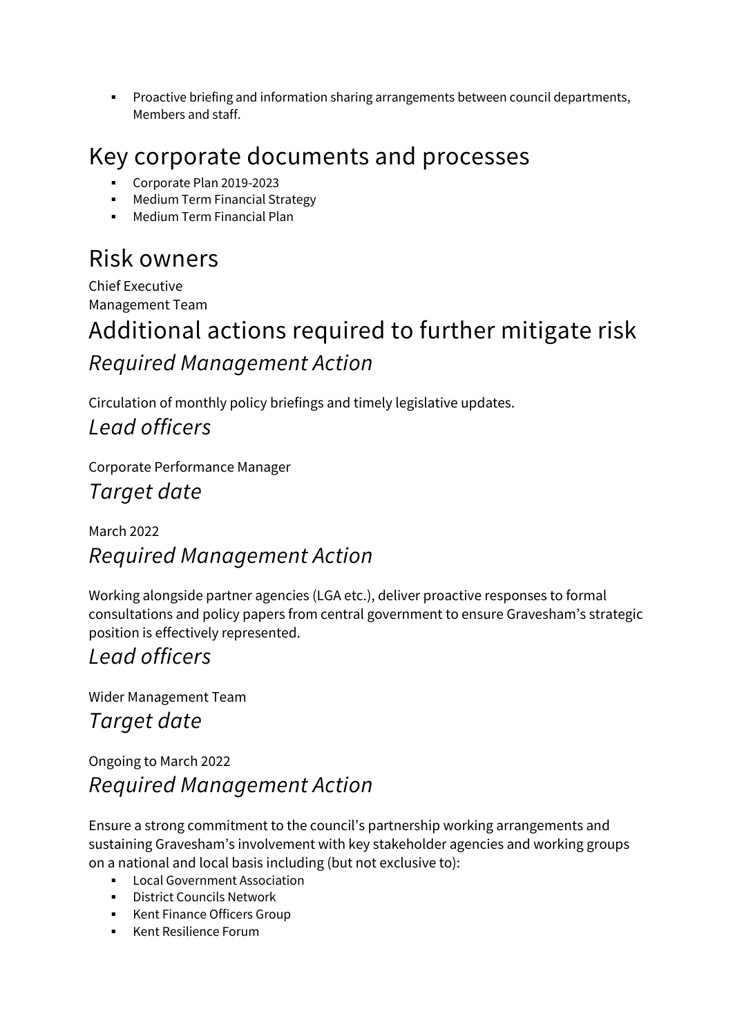- Proactive briefing and information sharing arrangements between council departments, Members and staff.

# Key corporate documents and processes

- Corporate Plan 2019-2023
- Medium Term Financial Strategy
- Medium Term Financial Plan

# Risk owners

Chief Executive
Management Team

# Additional actions required to further mitigate risk

## *Required Management Action*

Circulation of monthly policy briefings and timely legislative updates.

## *Lead officers*

Corporate Performance Manager

## *Target date*

March 2022

## *Required Management Action*

Working alongside partner agencies (LGA etc.), deliver proactive responses to formal consultations and policy papers from central government to ensure Gravesham's strategic position is effectively represented.

## *Lead officers*

Wider Management Team

## *Target date*

Ongoing to March 2022

## *Required Management Action*

Ensure a strong commitment to the council's partnership working arrangements and sustaining Gravesham's involvement with key stakeholder agencies and working groups on a national and local basis including (but not exclusive to):

- Local Government Association
- District Councils Network
- Kent Finance Officers Group
- Kent Resilience Forum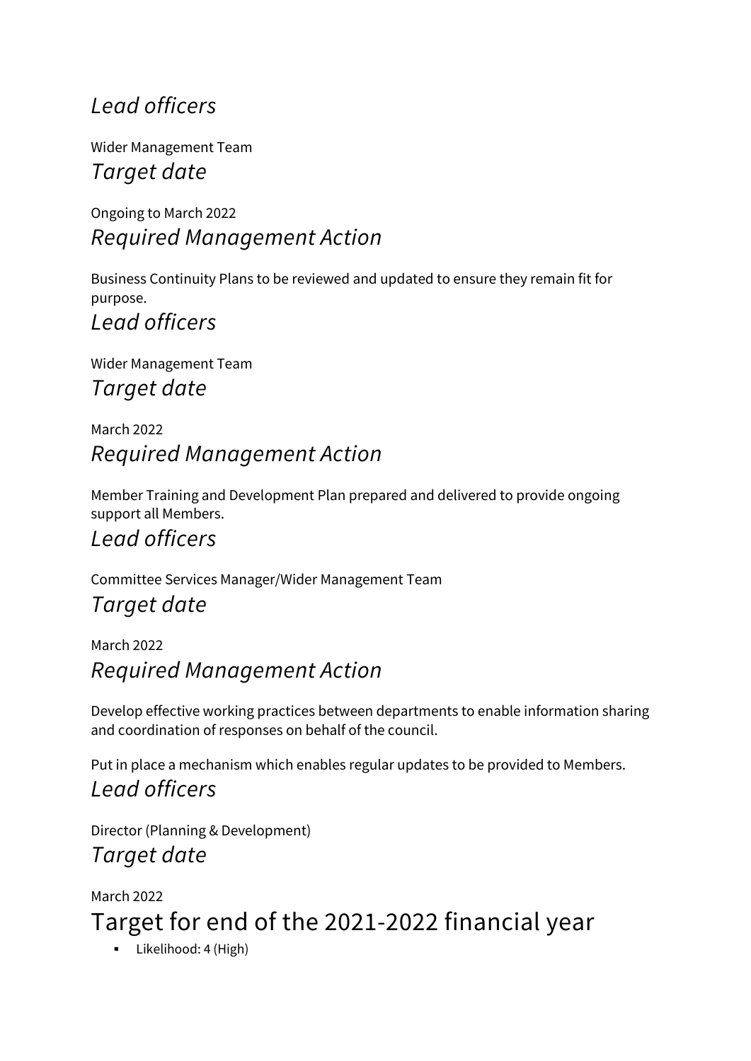### *Lead officers*

Wider Management Team

### *Target date*

Ongoing to March 2022

### *Required Management Action*

Business Continuity Plans to be reviewed and updated to ensure they remain fit for purpose.

### *Lead officers*

Wider Management Team

### *Target date*

March 2022

### *Required Management Action*

Member Training and Development Plan prepared and delivered to provide ongoing support all Members.

### *Lead officers*

Committee Services Manager/Wider Management Team

### *Target date*

March 2022

### *Required Management Action*

Develop effective working practices between departments to enable information sharing and coordination of responses on behalf of the council.

Put in place a mechanism which enables regular updates to be provided to Members.

### *Lead officers*

Director (Planning & Development)

### *Target date*

March 2022

## Target for end of the 2021-2022 financial year

- Likelihood: 4 (High)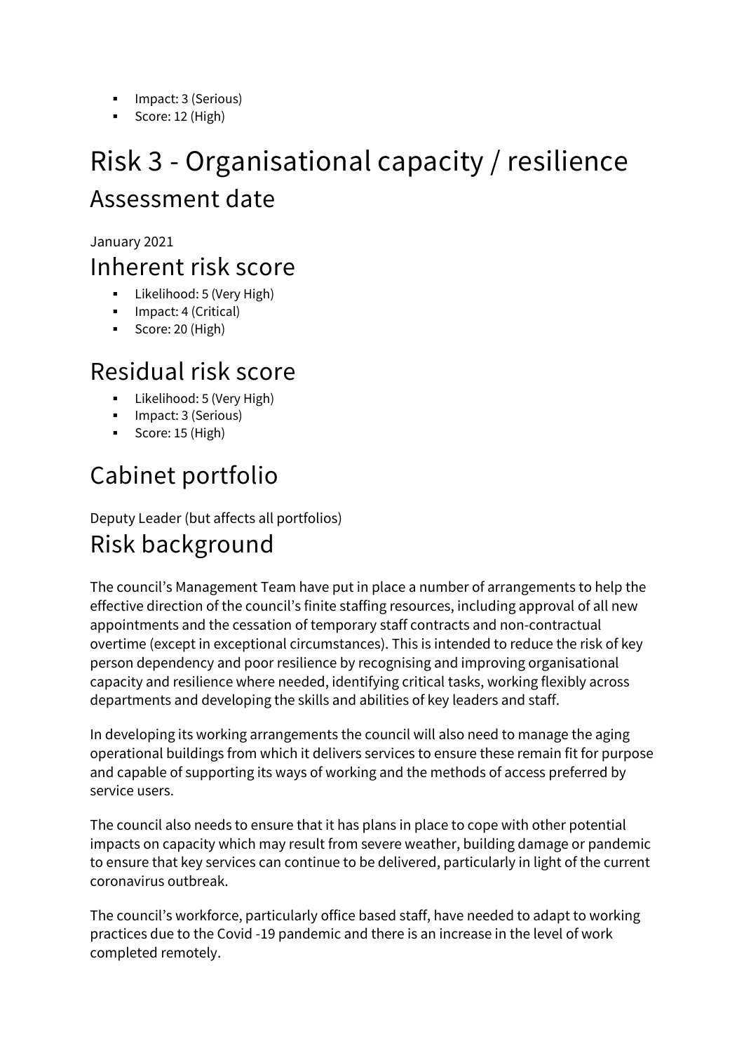- Impact: 3 (Serious)
- Score: 12 (High)

# Risk 3 - Organisational capacity / resilience

## Assessment date

January 2021

## Inherent risk score

- Likelihood: 5 (Very High)
- Impact: 4 (Critical)
- Score: 20 (High)

## Residual risk score

- Likelihood: 5 (Very High)
- Impact: 3 (Serious)
- Score: 15 (High)

## Cabinet portfolio

Deputy Leader (but affects all portfolios)

## Risk background

The council's Management Team have put in place a number of arrangements to help the effective direction of the council's finite staffing resources, including approval of all new appointments and the cessation of temporary staff contracts and non-contractual overtime (except in exceptional circumstances). This is intended to reduce the risk of key person dependency and poor resilience by recognising and improving organisational capacity and resilience where needed, identifying critical tasks, working flexibly across departments and developing the skills and abilities of key leaders and staff.

In developing its working arrangements the council will also need to manage the aging operational buildings from which it delivers services to ensure these remain fit for purpose and capable of supporting its ways of working and the methods of access preferred by service users.

The council also needs to ensure that it has plans in place to cope with other potential impacts on capacity which may result from severe weather, building damage or pandemic to ensure that key services can continue to be delivered, particularly in light of the current coronavirus outbreak.

The council's workforce, particularly office based staff, have needed to adapt to working practices due to the Covid -19 pandemic and there is an increase in the level of work completed remotely.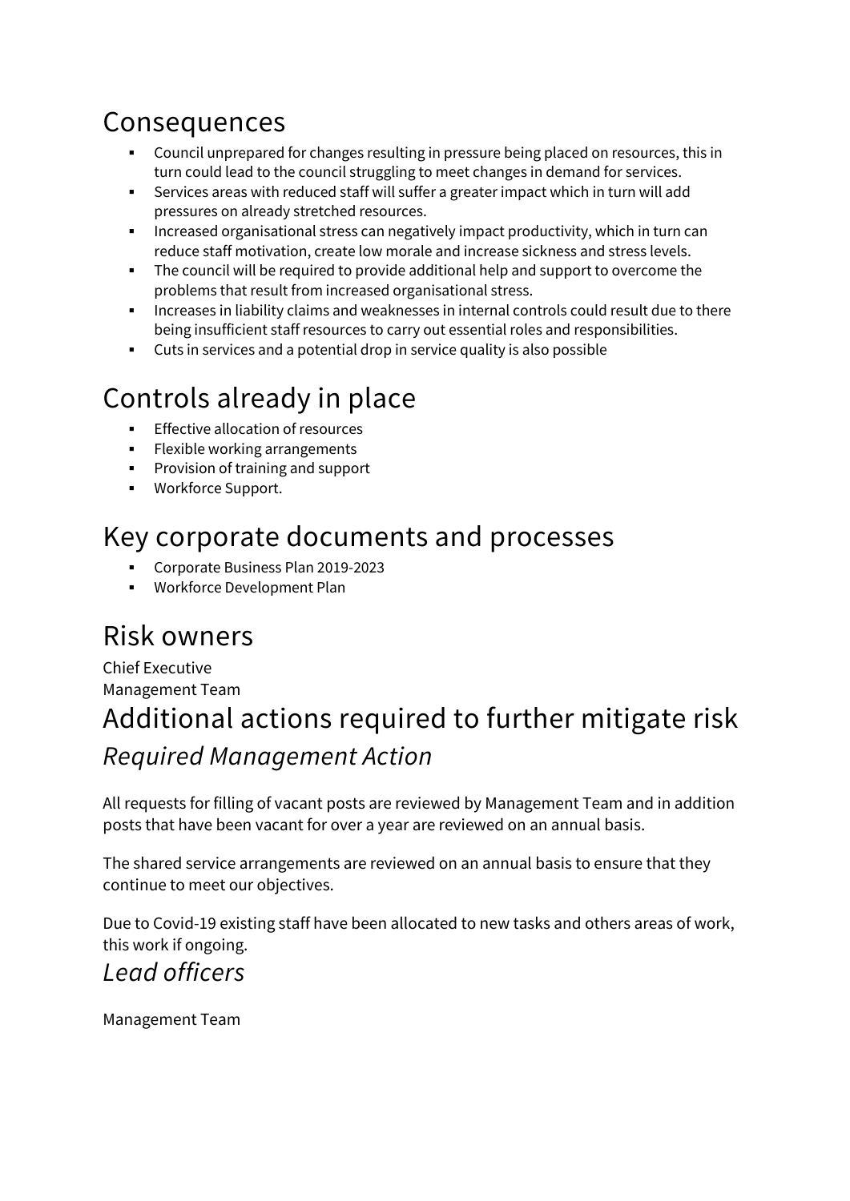## Consequences

- Council unprepared for changes resulting in pressure being placed on resources, this in turn could lead to the council struggling to meet changes in demand for services.
- Services areas with reduced staff will suffer a greater impact which in turn will add pressures on already stretched resources.
- Increased organisational stress can negatively impact productivity, which in turn can reduce staff motivation, create low morale and increase sickness and stress levels.
- The council will be required to provide additional help and support to overcome the problems that result from increased organisational stress.
- Increases in liability claims and weaknesses in internal controls could result due to there being insufficient staff resources to carry out essential roles and responsibilities.
- Cuts in services and a potential drop in service quality is also possible

## Controls already in place

- Effective allocation of resources
- Flexible working arrangements
- Provision of training and support
- Workforce Support.

## Key corporate documents and processes

- Corporate Business Plan 2019-2023
- Workforce Development Plan

## Risk owners

Chief Executive
Management Team

## Additional actions required to further mitigate risk

### *Required Management Action*

All requests for filling of vacant posts are reviewed by Management Team and in addition posts that have been vacant for over a year are reviewed on an annual basis.

The shared service arrangements are reviewed on an annual basis to ensure that they continue to meet our objectives.

Due to Covid-19 existing staff have been allocated to new tasks and others areas of work, this work if ongoing.

### *Lead officers*

Management Team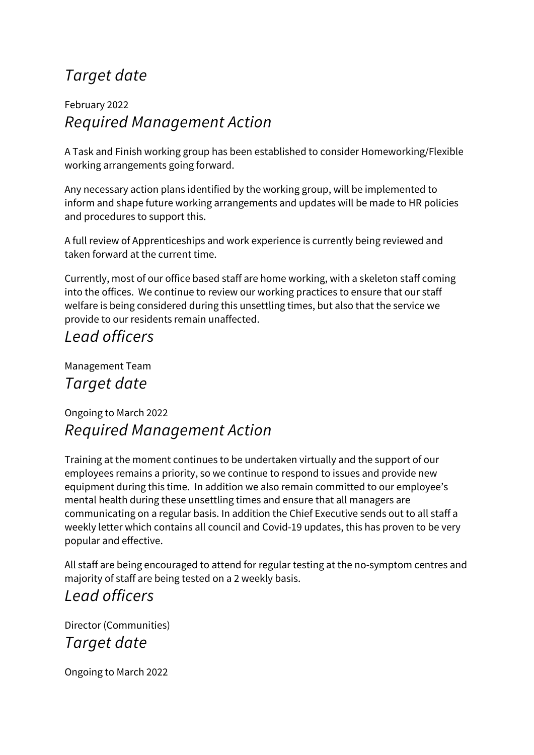### *Target date*

February 2022

### *Required Management Action*

A Task and Finish working group has been established to consider Homeworking/Flexible working arrangements going forward.

Any necessary action plans identified by the working group, will be implemented to inform and shape future working arrangements and updates will be made to HR policies and procedures to support this.

A full review of Apprenticeships and work experience is currently being reviewed and taken forward at the current time.

Currently, most of our office based staff are home working, with a skeleton staff coming into the offices. We continue to review our working practices to ensure that our staff welfare is being considered during this unsettling times, but also that the service we provide to our residents remain unaffected.

### *Lead officers*

Management Team

### *Target date*

Ongoing to March 2022

### *Required Management Action*

Training at the moment continues to be undertaken virtually and the support of our employees remains a priority, so we continue to respond to issues and provide new equipment during this time. In addition we also remain committed to our employee's mental health during these unsettling times and ensure that all managers are communicating on a regular basis. In addition the Chief Executive sends out to all staff a weekly letter which contains all council and Covid-19 updates, this has proven to be very popular and effective.

All staff are being encouraged to attend for regular testing at the no-symptom centres and majority of staff are being tested on a 2 weekly basis.

### *Lead officers*

Director (Communities)

### *Target date*

Ongoing to March 2022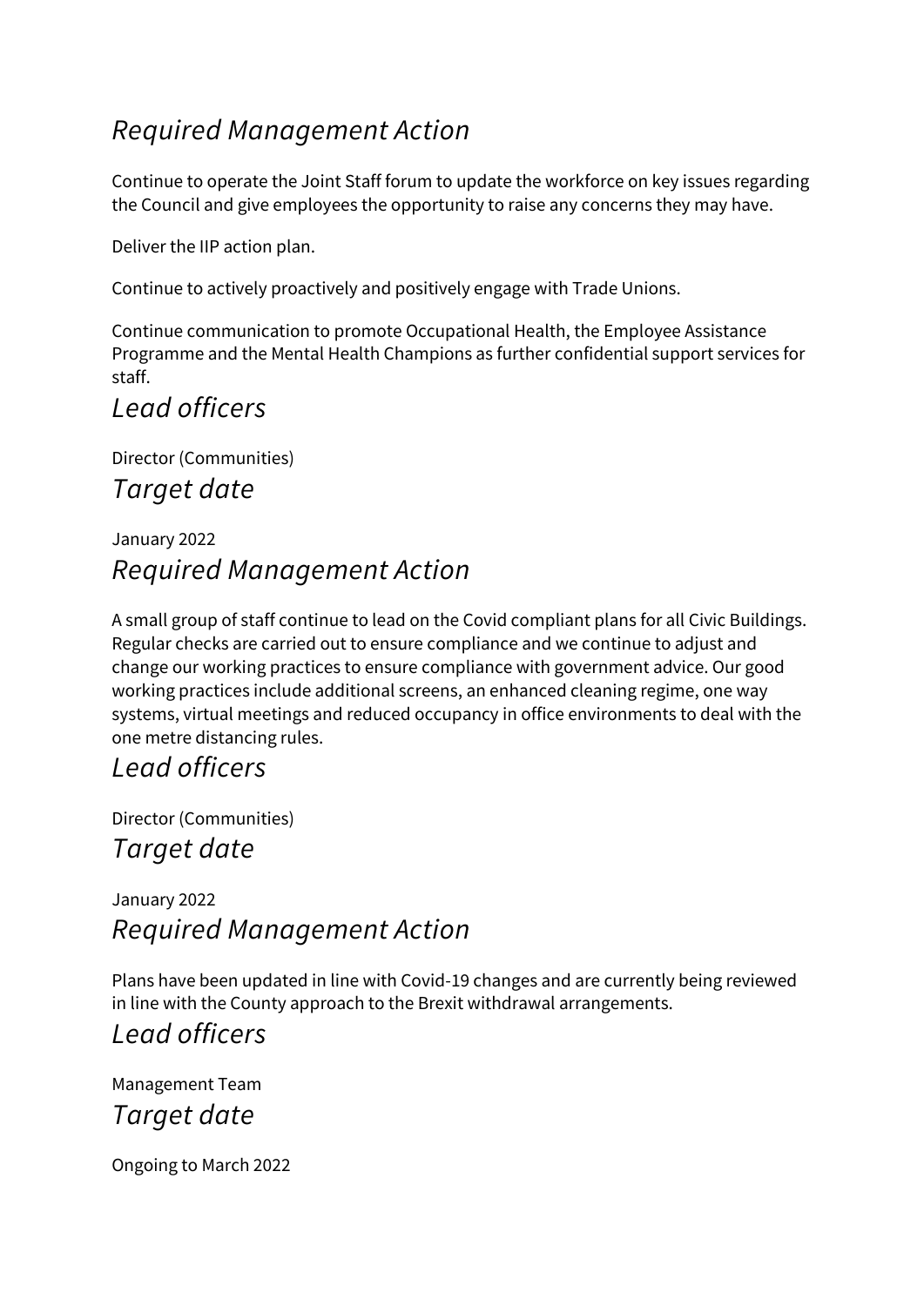### *Required Management Action*

Continue to operate the Joint Staff forum to update the workforce on key issues regarding the Council and give employees the opportunity to raise any concerns they may have.

Deliver the IIP action plan.

Continue to actively proactively and positively engage with Trade Unions.

Continue communication to promote Occupational Health, the Employee Assistance Programme and the Mental Health Champions as further confidential support services for staff.

### *Lead officers*

Director (Communities)

### *Target date*

January 2022

### *Required Management Action*

A small group of staff continue to lead on the Covid compliant plans for all Civic Buildings. Regular checks are carried out to ensure compliance and we continue to adjust and change our working practices to ensure compliance with government advice. Our good working practices include additional screens, an enhanced cleaning regime, one way systems, virtual meetings and reduced occupancy in office environments to deal with the one metre distancing rules.

### *Lead officers*

Director (Communities)

### *Target date*

January 2022

### *Required Management Action*

Plans have been updated in line with Covid-19 changes and are currently being reviewed in line with the County approach to the Brexit withdrawal arrangements.

### *Lead officers*

Management Team

### *Target date*

Ongoing to March 2022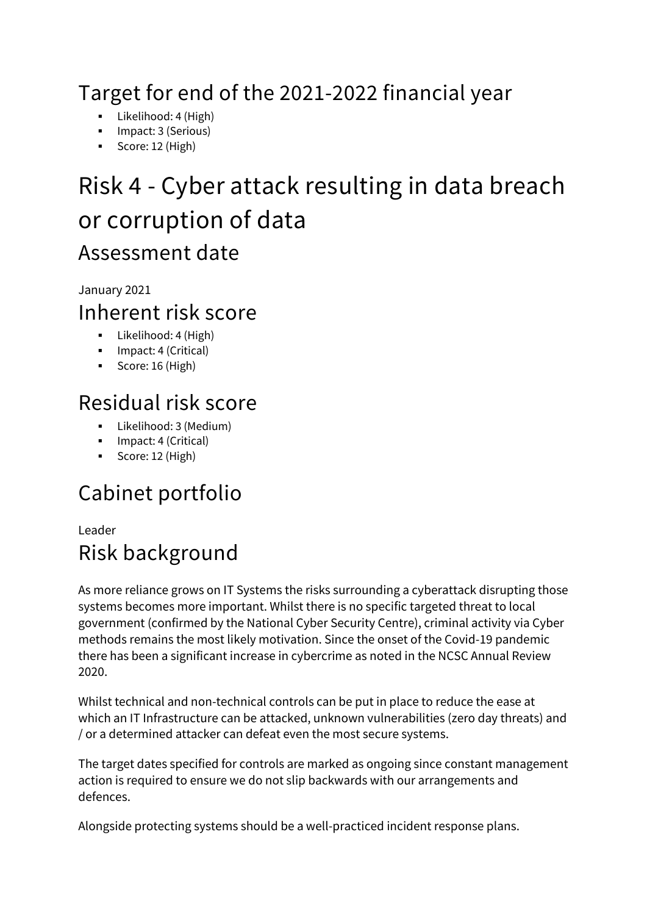## Target for end of the 2021-2022 financial year

- Likelihood: 4 (High)
- Impact: 3 (Serious)
- Score: 12 (High)

# Risk 4 - Cyber attack resulting in data breach or corruption of data

## Assessment date

January 2021

## Inherent risk score

- Likelihood: 4 (High)
- Impact: 4 (Critical)
- Score: 16 (High)

## Residual risk score

- Likelihood: 3 (Medium)
- Impact: 4 (Critical)
- Score: 12 (High)

## Cabinet portfolio

Leader

## Risk background

As more reliance grows on IT Systems the risks surrounding a cyberattack disrupting those systems becomes more important. Whilst there is no specific targeted threat to local government (confirmed by the National Cyber Security Centre), criminal activity via Cyber methods remains the most likely motivation. Since the onset of the Covid-19 pandemic there has been a significant increase in cybercrime as noted in the NCSC Annual Review 2020.

Whilst technical and non-technical controls can be put in place to reduce the ease at which an IT Infrastructure can be attacked, unknown vulnerabilities (zero day threats) and / or a determined attacker can defeat even the most secure systems.

The target dates specified for controls are marked as ongoing since constant management action is required to ensure we do not slip backwards with our arrangements and defences.

Alongside protecting systems should be a well-practiced incident response plans.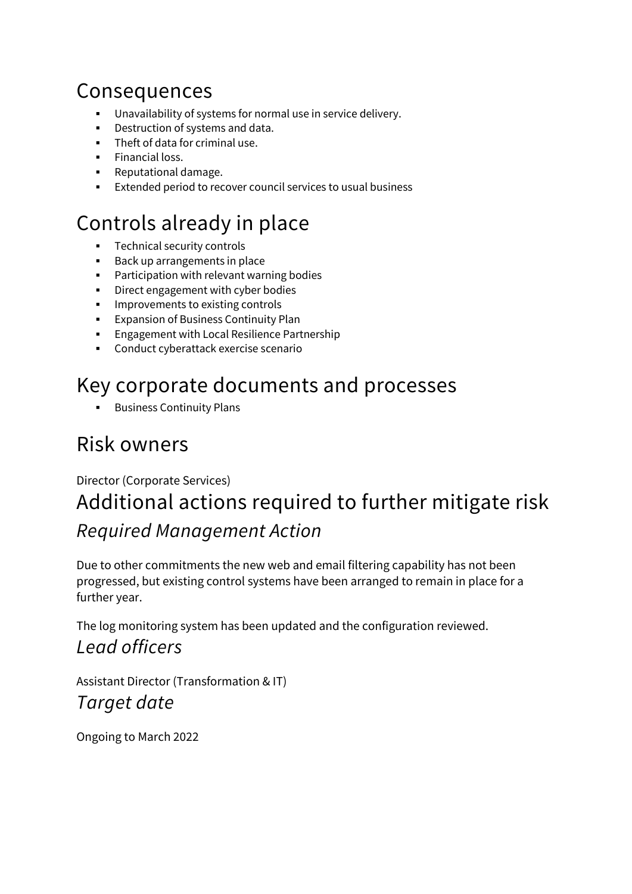## Consequences

- Unavailability of systems for normal use in service delivery.
- Destruction of systems and data.
- Theft of data for criminal use.
- Financial loss.
- Reputational damage.
- Extended period to recover council services to usual business

## Controls already in place

- Technical security controls
- Back up arrangements in place
- Participation with relevant warning bodies
- Direct engagement with cyber bodies
- Improvements to existing controls
- Expansion of Business Continuity Plan
- Engagement with Local Resilience Partnership
- Conduct cyberattack exercise scenario

## Key corporate documents and processes

- Business Continuity Plans

## Risk owners

Director (Corporate Services)

## Additional actions required to further mitigate risk

### *Required Management Action*

Due to other commitments the new web and email filtering capability has not been progressed, but existing control systems have been arranged to remain in place for a further year.

The log monitoring system has been updated and the configuration reviewed.

### *Lead officers*

Assistant Director (Transformation & IT)

### *Target date*

Ongoing to March 2022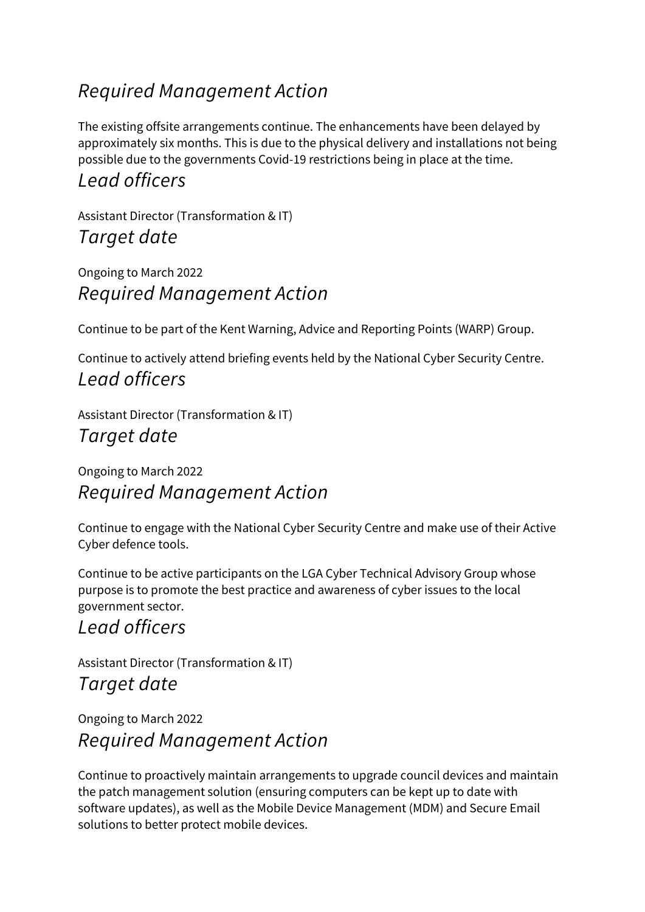### *Required Management Action*

The existing offsite arrangements continue. The enhancements have been delayed by approximately six months. This is due to the physical delivery and installations not being possible due to the governments Covid-19 restrictions being in place at the time.

### *Lead officers*

Assistant Director (Transformation & IT)

### *Target date*

Ongoing to March 2022

### *Required Management Action*

Continue to be part of the Kent Warning, Advice and Reporting Points (WARP) Group.

Continue to actively attend briefing events held by the National Cyber Security Centre.

### *Lead officers*

Assistant Director (Transformation & IT)

### *Target date*

Ongoing to March 2022

### *Required Management Action*

Continue to engage with the National Cyber Security Centre and make use of their Active Cyber defence tools.

Continue to be active participants on the LGA Cyber Technical Advisory Group whose purpose is to promote the best practice and awareness of cyber issues to the local government sector.

### *Lead officers*

Assistant Director (Transformation & IT)

### *Target date*

Ongoing to March 2022

### *Required Management Action*

Continue to proactively maintain arrangements to upgrade council devices and maintain the patch management solution (ensuring computers can be kept up to date with software updates), as well as the Mobile Device Management (MDM) and Secure Email solutions to better protect mobile devices.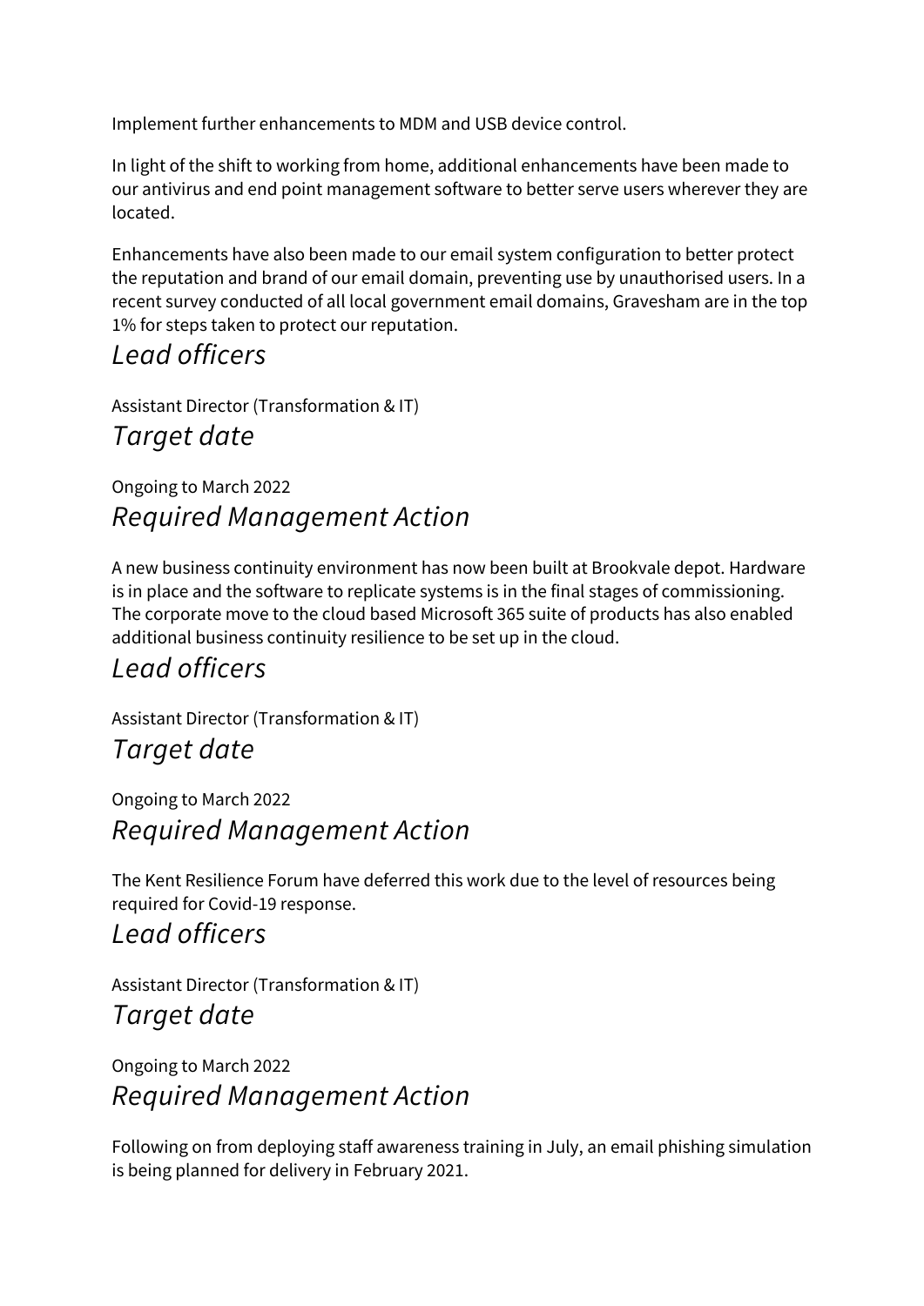Implement further enhancements to MDM and USB device control.

In light of the shift to working from home, additional enhancements have been made to our antivirus and end point management software to better serve users wherever they are located.

Enhancements have also been made to our email system configuration to better protect the reputation and brand of our email domain, preventing use by unauthorised users. In a recent survey conducted of all local government email domains, Gravesham are in the top 1% for steps taken to protect our reputation.

## *Lead officers*

Assistant Director (Transformation & IT)

## *Target date*

Ongoing to March 2022

## *Required Management Action*

A new business continuity environment has now been built at Brookvale depot. Hardware is in place and the software to replicate systems is in the final stages of commissioning. The corporate move to the cloud based Microsoft 365 suite of products has also enabled additional business continuity resilience to be set up in the cloud.

## *Lead officers*

Assistant Director (Transformation & IT)

## *Target date*

Ongoing to March 2022

## *Required Management Action*

The Kent Resilience Forum have deferred this work due to the level of resources being required for Covid-19 response.

## *Lead officers*

Assistant Director (Transformation & IT)

## *Target date*

Ongoing to March 2022

## *Required Management Action*

Following on from deploying staff awareness training in July, an email phishing simulation is being planned for delivery in February 2021.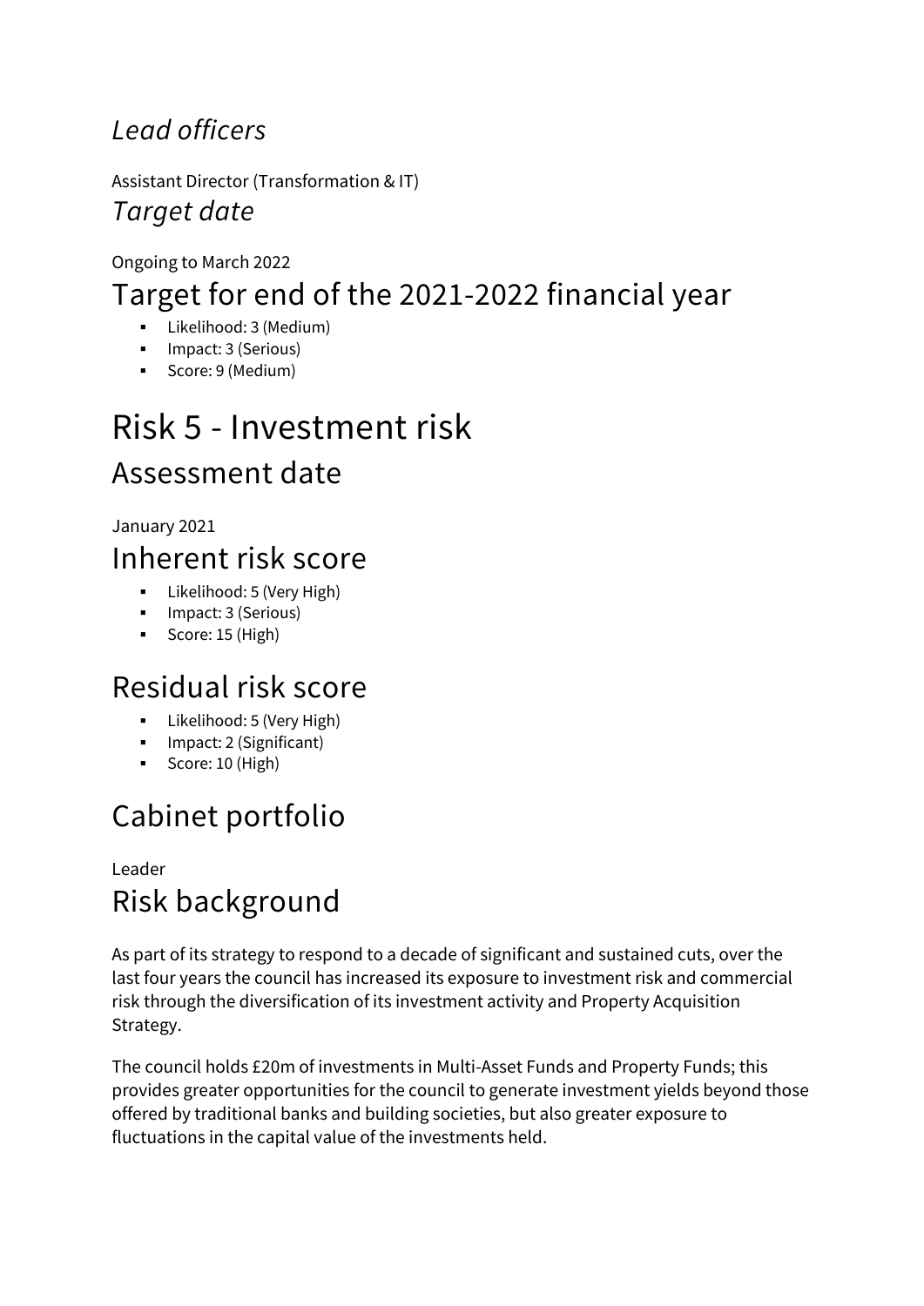### *Lead officers*

Assistant Director (Transformation & IT)

### *Target date*

Ongoing to March 2022

## Target for end of the 2021-2022 financial year

- Likelihood: 3 (Medium)
- Impact: 3 (Serious)
- Score: 9 (Medium)

# Risk 5 - Investment risk

## Assessment date

January 2021

## Inherent risk score

- Likelihood: 5 (Very High)
- Impact: 3 (Serious)
- Score: 15 (High)

## Residual risk score

- Likelihood: 5 (Very High)
- Impact: 2 (Significant)
- Score: 10 (High)

## Cabinet portfolio

Leader

## Risk background

As part of its strategy to respond to a decade of significant and sustained cuts, over the last four years the council has increased its exposure to investment risk and commercial risk through the diversification of its investment activity and Property Acquisition Strategy.

The council holds £20m of investments in Multi-Asset Funds and Property Funds; this provides greater opportunities for the council to generate investment yields beyond those offered by traditional banks and building societies, but also greater exposure to fluctuations in the capital value of the investments held.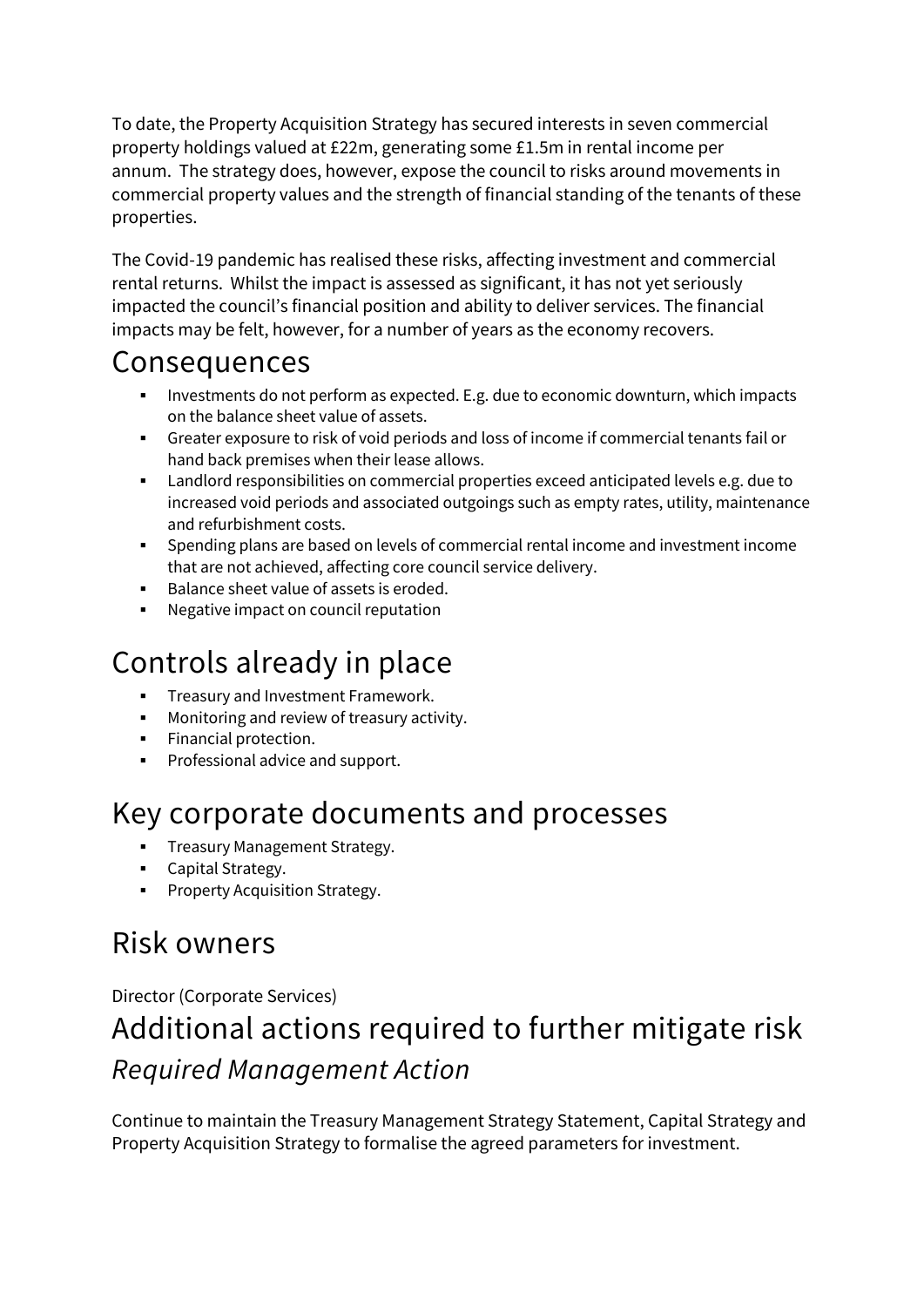To date, the Property Acquisition Strategy has secured interests in seven commercial property holdings valued at £22m, generating some £1.5m in rental income per annum. The strategy does, however, expose the council to risks around movements in commercial property values and the strength of financial standing of the tenants of these properties.

The Covid-19 pandemic has realised these risks, affecting investment and commercial rental returns. Whilst the impact is assessed as significant, it has not yet seriously impacted the council's financial position and ability to deliver services. The financial impacts may be felt, however, for a number of years as the economy recovers.

# Consequences

- Investments do not perform as expected. E.g. due to economic downturn, which impacts on the balance sheet value of assets.
- Greater exposure to risk of void periods and loss of income if commercial tenants fail or hand back premises when their lease allows.
- Landlord responsibilities on commercial properties exceed anticipated levels e.g. due to increased void periods and associated outgoings such as empty rates, utility, maintenance and refurbishment costs.
- Spending plans are based on levels of commercial rental income and investment income that are not achieved, affecting core council service delivery.
- Balance sheet value of assets is eroded.
- Negative impact on council reputation

# Controls already in place

- Treasury and Investment Framework.
- Monitoring and review of treasury activity.
- Financial protection.
- Professional advice and support.

# Key corporate documents and processes

- Treasury Management Strategy.
- Capital Strategy.
- Property Acquisition Strategy.

# Risk owners

Director (Corporate Services)

# Additional actions required to further mitigate risk

## *Required Management Action*

Continue to maintain the Treasury Management Strategy Statement, Capital Strategy and Property Acquisition Strategy to formalise the agreed parameters for investment.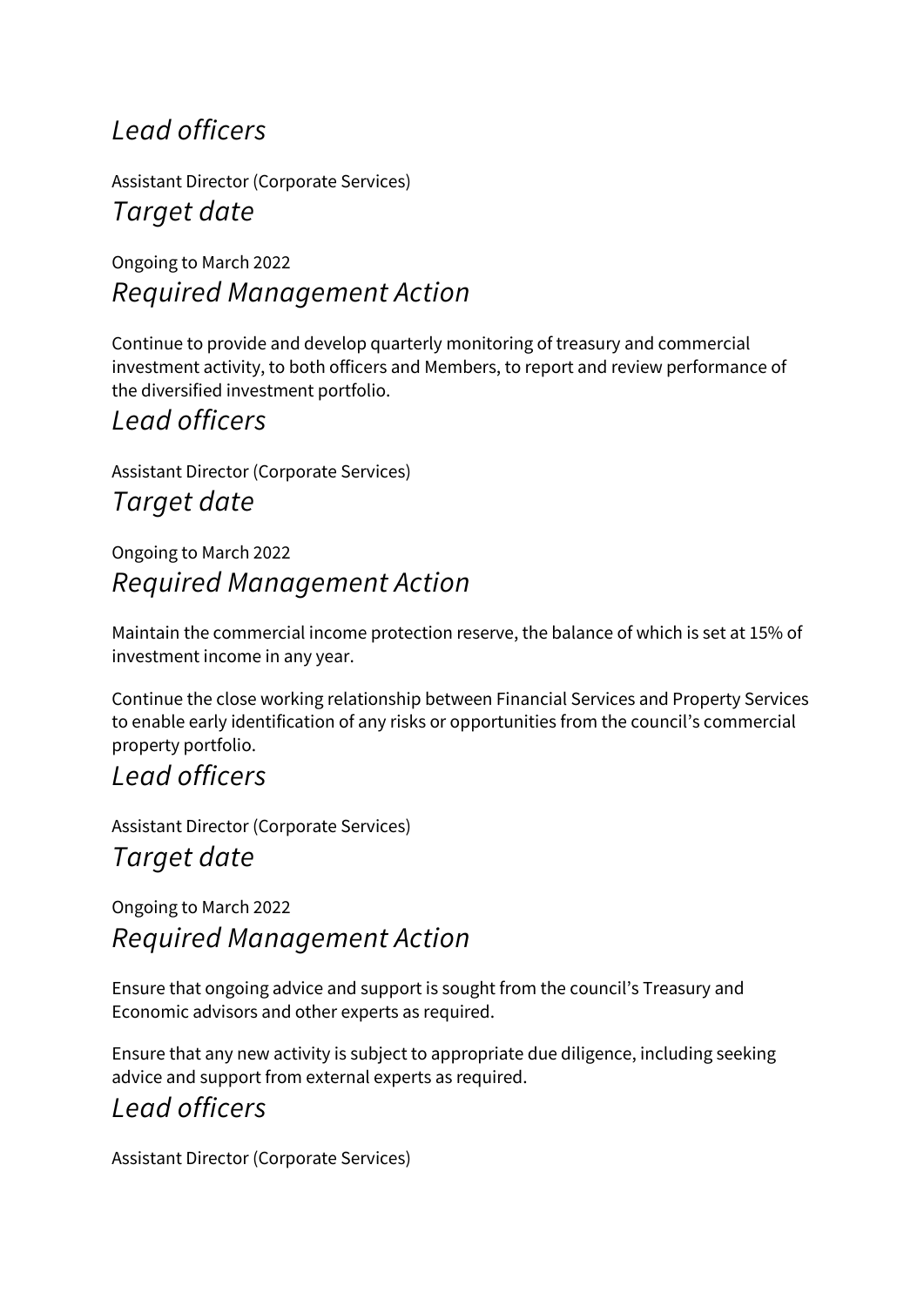### *Lead officers*

Assistant Director (Corporate Services)

### *Target date*

Ongoing to March 2022

### *Required Management Action*

Continue to provide and develop quarterly monitoring of treasury and commercial investment activity, to both officers and Members, to report and review performance of the diversified investment portfolio.

### *Lead officers*

Assistant Director (Corporate Services)

### *Target date*

Ongoing to March 2022

### *Required Management Action*

Maintain the commercial income protection reserve, the balance of which is set at 15% of investment income in any year.

Continue the close working relationship between Financial Services and Property Services to enable early identification of any risks or opportunities from the council's commercial property portfolio.

### *Lead officers*

Assistant Director (Corporate Services)

### *Target date*

Ongoing to March 2022

### *Required Management Action*

Ensure that ongoing advice and support is sought from the council's Treasury and Economic advisors and other experts as required.

Ensure that any new activity is subject to appropriate due diligence, including seeking advice and support from external experts as required.

### *Lead officers*

Assistant Director (Corporate Services)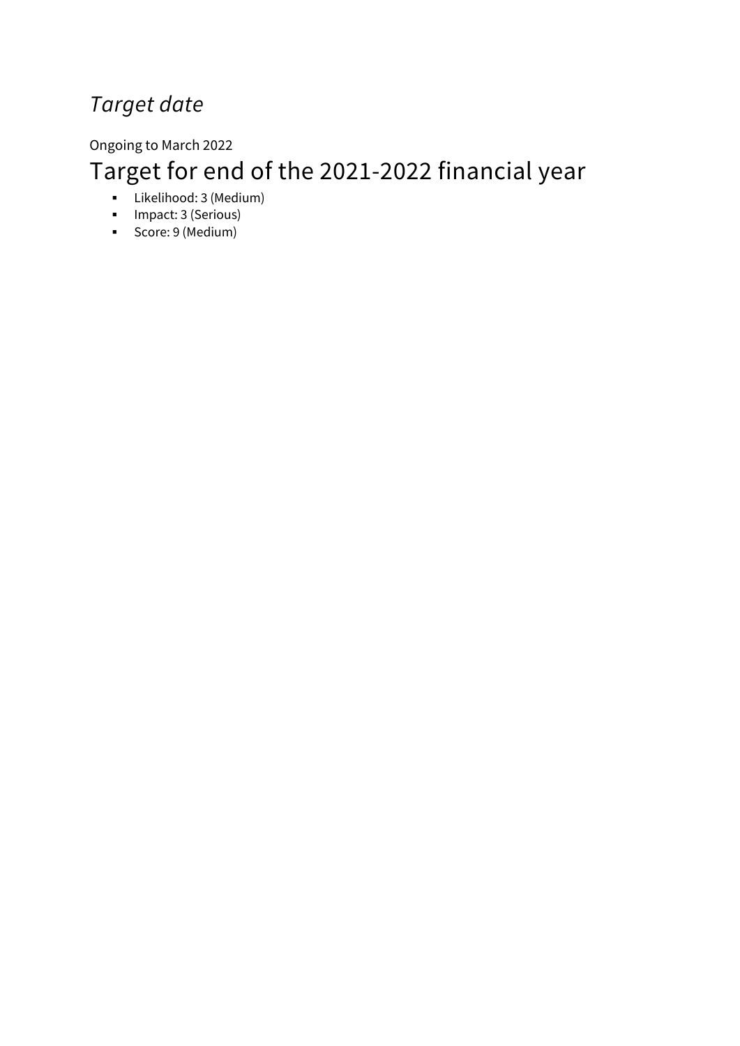### *Target date*

Ongoing to March 2022

## Target for end of the 2021-2022 financial year

- Likelihood: 3 (Medium)
- Impact: 3 (Serious)
- Score: 9 (Medium)